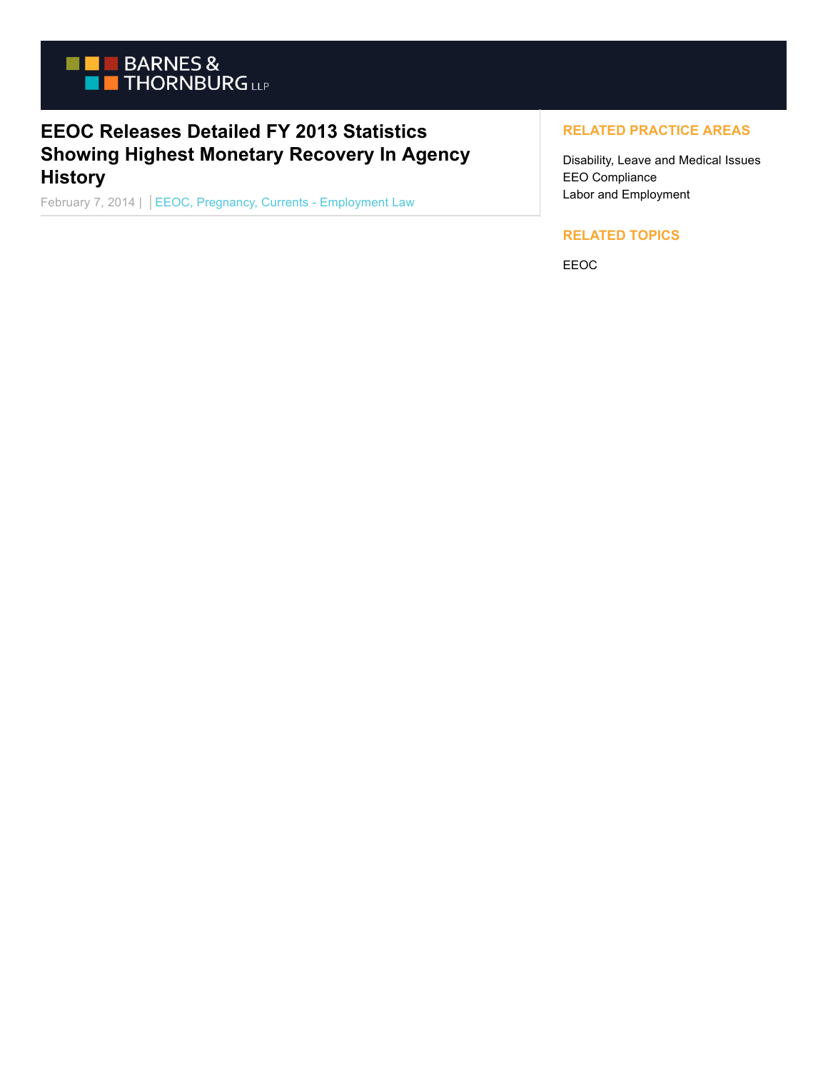BARNES & THORNBURG LLP

# EEOC Releases Detailed FY 2013 Statistics Showing Highest Monetary Recovery In Agency History

February 7, 2014 | | EEOC, Pregnancy, Currents - Employment Law

## RELATED PRACTICE AREAS

Disability, Leave and Medical Issues
EEO Compliance
Labor and Employment

## RELATED TOPICS

EEOC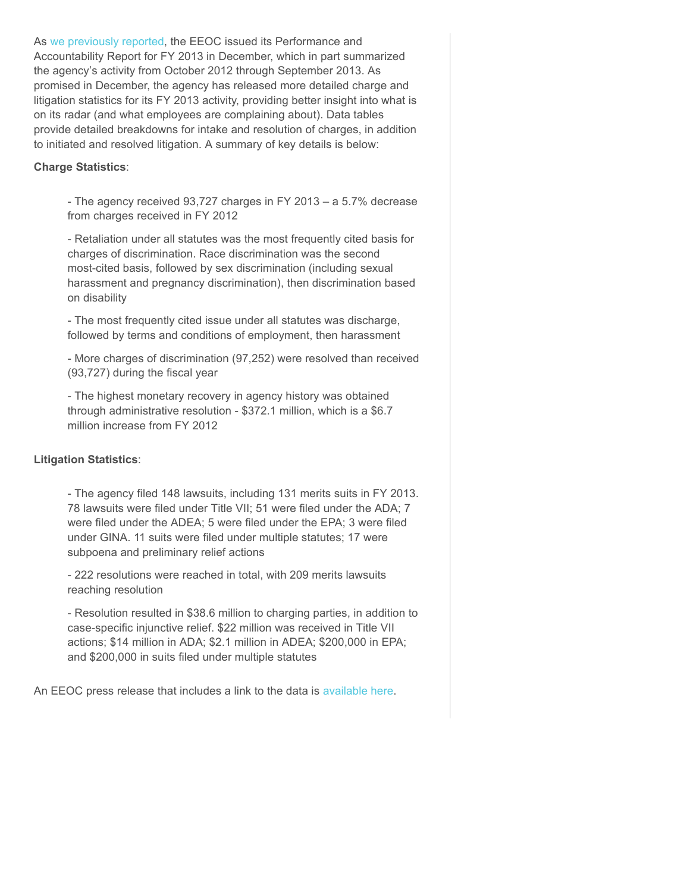As we previously reported, the EEOC issued its Performance and Accountability Report for FY 2013 in December, which in part summarized the agency's activity from October 2012 through September 2013. As promised in December, the agency has released more detailed charge and litigation statistics for its FY 2013 activity, providing better insight into what is on its radar (and what employees are complaining about). Data tables provide detailed breakdowns for intake and resolution of charges, in addition to initiated and resolved litigation. A summary of key details is below:

**Charge Statistics**:

- The agency received 93,727 charges in FY 2013 – a 5.7% decrease from charges received in FY 2012

- Retaliation under all statutes was the most frequently cited basis for charges of discrimination. Race discrimination was the second most-cited basis, followed by sex discrimination (including sexual harassment and pregnancy discrimination), then discrimination based on disability

- The most frequently cited issue under all statutes was discharge, followed by terms and conditions of employment, then harassment

- More charges of discrimination (97,252) were resolved than received (93,727) during the fiscal year

- The highest monetary recovery in agency history was obtained through administrative resolution - $372.1 million, which is a $6.7 million increase from FY 2012

**Litigation Statistics**:

- The agency filed 148 lawsuits, including 131 merits suits in FY 2013. 78 lawsuits were filed under Title VII; 51 were filed under the ADA; 7 were filed under the ADEA; 5 were filed under the EPA; 3 were filed under GINA. 11 suits were filed under multiple statutes; 17 were subpoena and preliminary relief actions

- 222 resolutions were reached in total, with 209 merits lawsuits reaching resolution

- Resolution resulted in $38.6 million to charging parties, in addition to case-specific injunctive relief. $22 million was received in Title VII actions; $14 million in ADA; $2.1 million in ADEA; $200,000 in EPA; and $200,000 in suits filed under multiple statutes

An EEOC press release that includes a link to the data is available here.